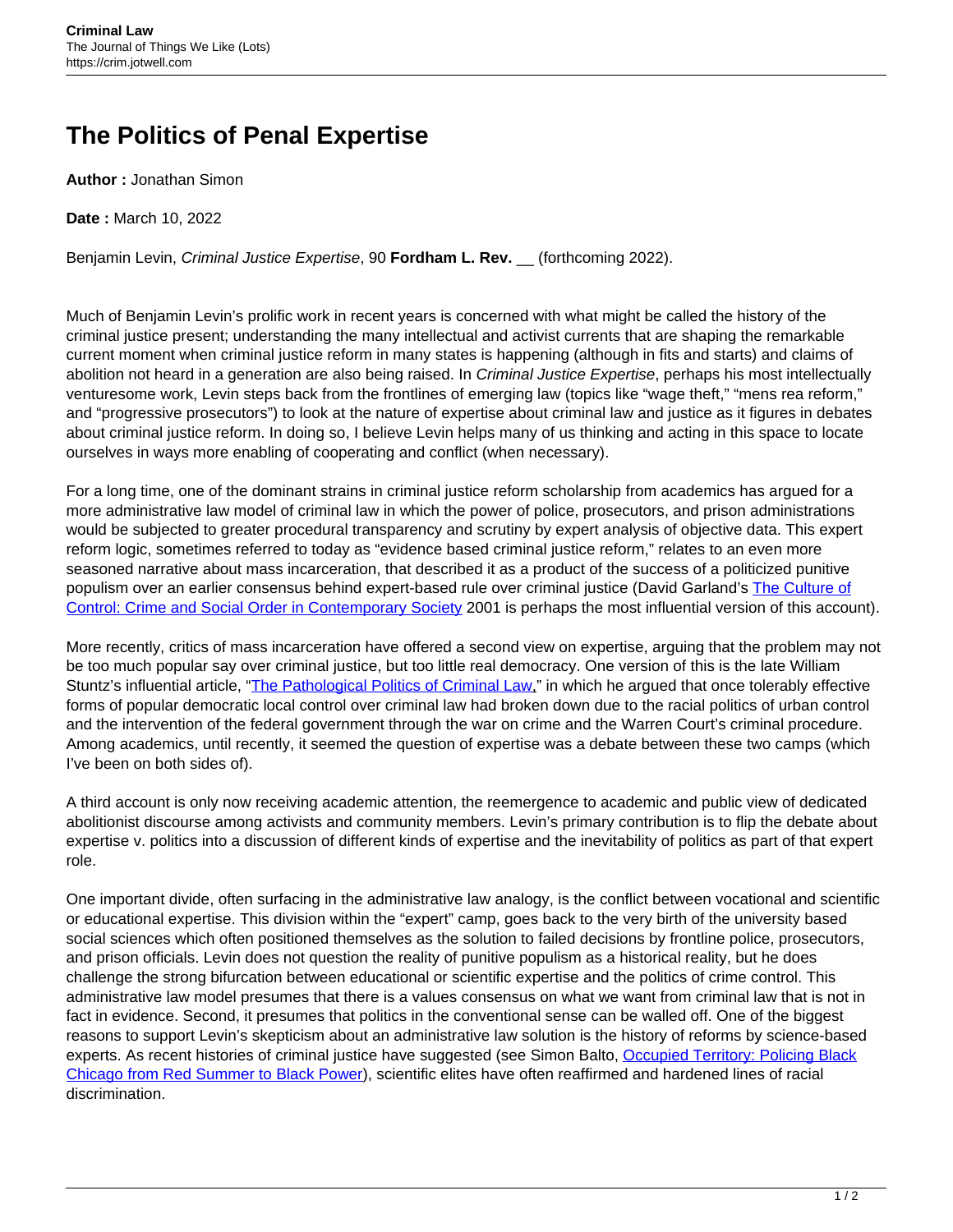# The Politics of Penal Expertise

**Author :** Jonathan Simon

**Date :** March 10, 2022

Benjamin Levin, *Criminal Justice Expertise*, 90 **Fordham L. Rev.** __ (forthcoming 2022).

Much of Benjamin Levin's prolific work in recent years is concerned with what might be called the history of the criminal justice present; understanding the many intellectual and activist currents that are shaping the remarkable current moment when criminal justice reform in many states is happening (although in fits and starts) and claims of abolition not heard in a generation are also being raised. In *Criminal Justice Expertise*, perhaps his most intellectually venturesome work, Levin steps back from the frontlines of emerging law (topics like "wage theft," "mens rea reform," and "progressive prosecutors") to look at the nature of expertise about criminal law and justice as it figures in debates about criminal justice reform. In doing so, I believe Levin helps many of us thinking and acting in this space to locate ourselves in ways more enabling of cooperating and conflict (when necessary).

For a long time, one of the dominant strains in criminal justice reform scholarship from academics has argued for a more administrative law model of criminal law in which the power of police, prosecutors, and prison administrations would be subjected to greater procedural transparency and scrutiny by expert analysis of objective data. This expert reform logic, sometimes referred to today as "evidence based criminal justice reform," relates to an even more seasoned narrative about mass incarceration, that described it as a product of the success of a politicized punitive populism over an earlier consensus behind expert-based rule over criminal justice (David Garland's The Culture of Control: Crime and Social Order in Contemporary Society 2001 is perhaps the most influential version of this account).

More recently, critics of mass incarceration have offered a second view on expertise, arguing that the problem may not be too much popular say over criminal justice, but too little real democracy. One version of this is the late William Stuntz's influential article, "The Pathological Politics of Criminal Law," in which he argued that once tolerably effective forms of popular democratic local control over criminal law had broken down due to the racial politics of urban control and the intervention of the federal government through the war on crime and the Warren Court's criminal procedure. Among academics, until recently, it seemed the question of expertise was a debate between these two camps (which I've been on both sides of).

A third account is only now receiving academic attention, the reemergence to academic and public view of dedicated abolitionist discourse among activists and community members. Levin's primary contribution is to flip the debate about expertise v. politics into a discussion of different kinds of expertise and the inevitability of politics as part of that expert role.

One important divide, often surfacing in the administrative law analogy, is the conflict between vocational and scientific or educational expertise. This division within the "expert" camp, goes back to the very birth of the university based social sciences which often positioned themselves as the solution to failed decisions by frontline police, prosecutors, and prison officials. Levin does not question the reality of punitive populism as a historical reality, but he does challenge the strong bifurcation between educational or scientific expertise and the politics of crime control. This administrative law model presumes that there is a values consensus on what we want from criminal law that is not in fact in evidence. Second, it presumes that politics in the conventional sense can be walled off. One of the biggest reasons to support Levin's skepticism about an administrative law solution is the history of reforms by science-based experts. As recent histories of criminal justice have suggested (see Simon Balto, Occupied Territory: Policing Black Chicago from Red Summer to Black Power), scientific elites have often reaffirmed and hardened lines of racial discrimination.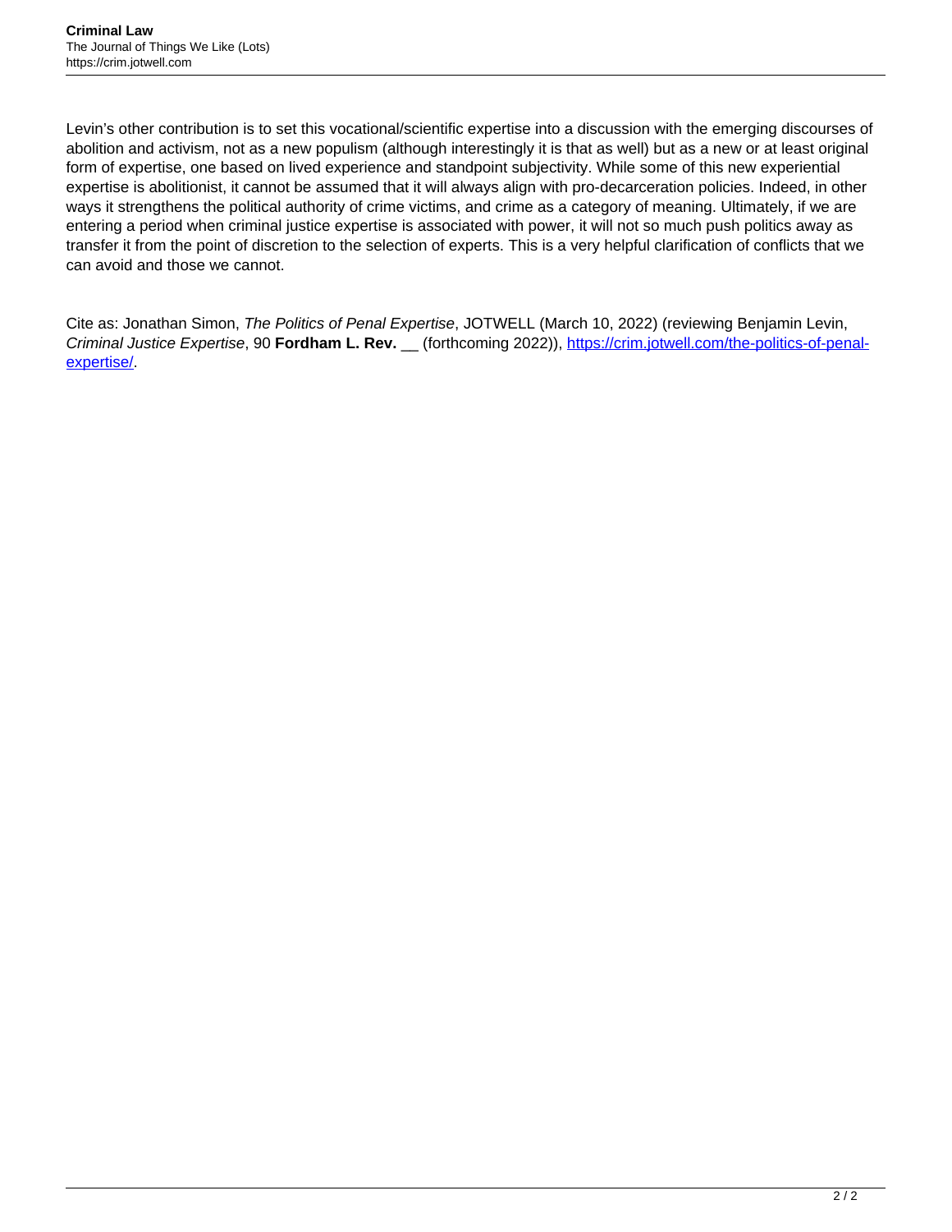Levin's other contribution is to set this vocational/scientific expertise into a discussion with the emerging discourses of abolition and activism, not as a new populism (although interestingly it is that as well) but as a new or at least original form of expertise, one based on lived experience and standpoint subjectivity. While some of this new experiential expertise is abolitionist, it cannot be assumed that it will always align with pro-decarceration policies. Indeed, in other ways it strengthens the political authority of crime victims, and crime as a category of meaning. Ultimately, if we are entering a period when criminal justice expertise is associated with power, it will not so much push politics away as transfer it from the point of discretion to the selection of experts. This is a very helpful clarification of conflicts that we can avoid and those we cannot.

Cite as: Jonathan Simon, *The Politics of Penal Expertise*, JOTWELL (March 10, 2022) (reviewing Benjamin Levin, *Criminal Justice Expertise*, 90 **Fordham L. Rev.** __ (forthcoming 2022)), [https://crim.jotwell.com/the-politics-of-penal-expertise/](https://crim.jotwell.com/the-politics-of-penal-expertise/).